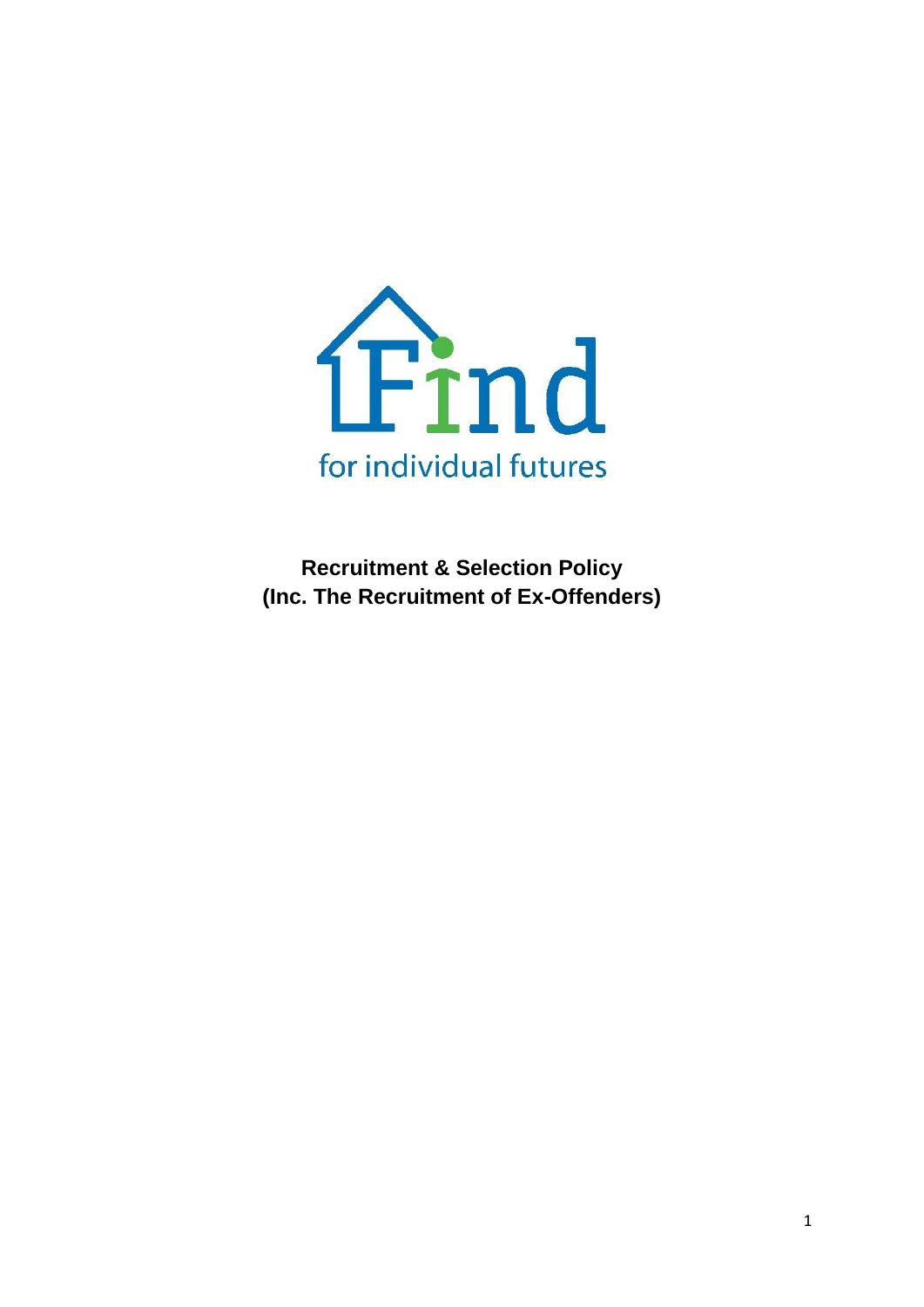Find

for individual futures

**Recruitment & Selection Policy**
**(Inc. The Recruitment of Ex-Offenders)**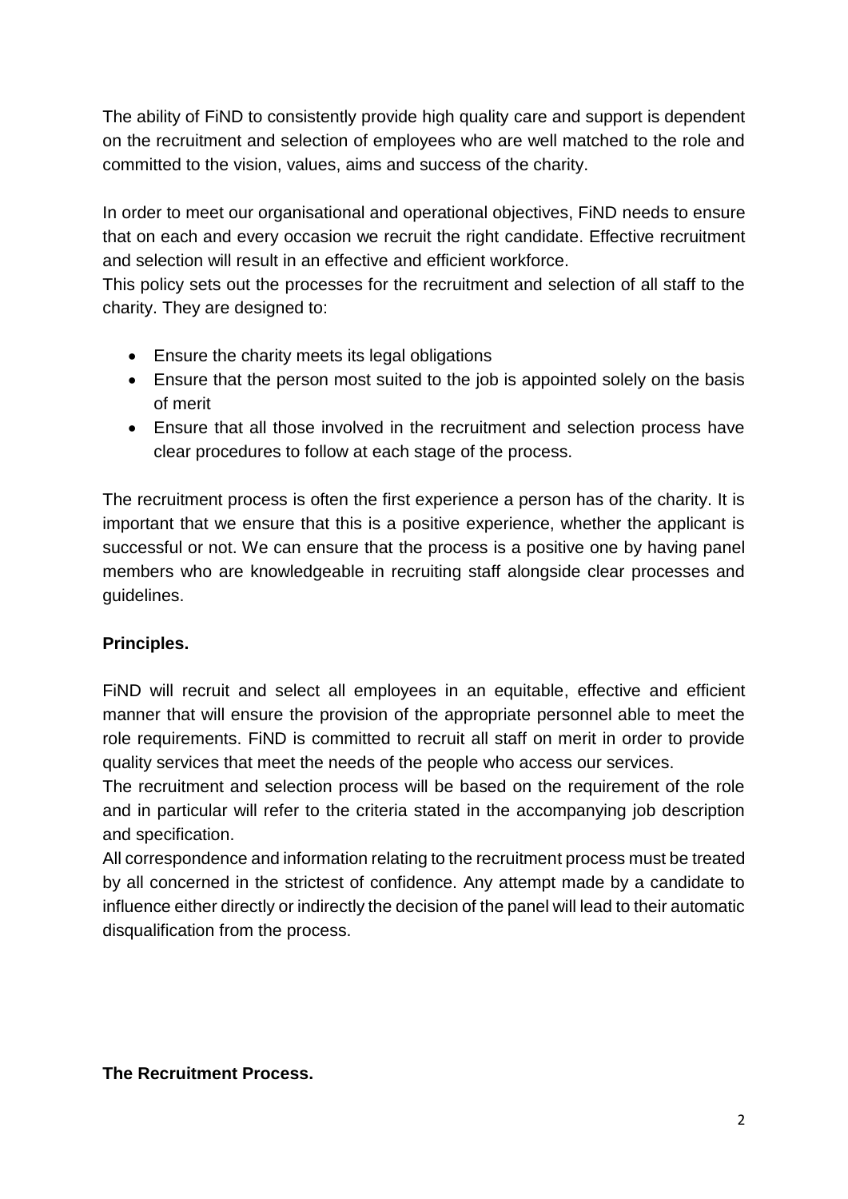The ability of FiND to consistently provide high quality care and support is dependent on the recruitment and selection of employees who are well matched to the role and committed to the vision, values, aims and success of the charity.

In order to meet our organisational and operational objectives, FiND needs to ensure that on each and every occasion we recruit the right candidate. Effective recruitment and selection will result in an effective and efficient workforce.

This policy sets out the processes for the recruitment and selection of all staff to the charity. They are designed to:

- Ensure the charity meets its legal obligations
- Ensure that the person most suited to the job is appointed solely on the basis of merit
- Ensure that all those involved in the recruitment and selection process have clear procedures to follow at each stage of the process.

The recruitment process is often the first experience a person has of the charity. It is important that we ensure that this is a positive experience, whether the applicant is successful or not. We can ensure that the process is a positive one by having panel members who are knowledgeable in recruiting staff alongside clear processes and guidelines.

**Principles.**

FiND will recruit and select all employees in an equitable, effective and efficient manner that will ensure the provision of the appropriate personnel able to meet the role requirements. FiND is committed to recruit all staff on merit in order to provide quality services that meet the needs of the people who access our services.

The recruitment and selection process will be based on the requirement of the role and in particular will refer to the criteria stated in the accompanying job description and specification.

All correspondence and information relating to the recruitment process must be treated by all concerned in the strictest of confidence. Any attempt made by a candidate to influence either directly or indirectly the decision of the panel will lead to their automatic disqualification from the process.

**The Recruitment Process.**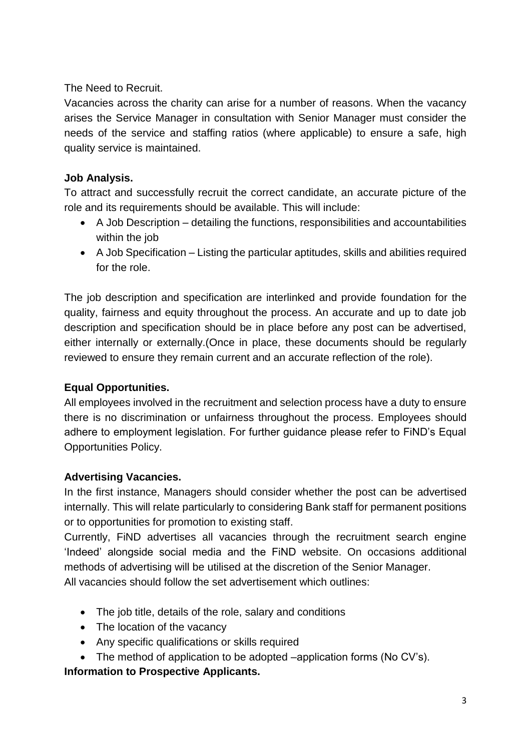The Need to Recruit.

Vacancies across the charity can arise for a number of reasons. When the vacancy arises the Service Manager in consultation with Senior Manager must consider the needs of the service and staffing ratios (where applicable) to ensure a safe, high quality service is maintained.

**Job Analysis.**

To attract and successfully recruit the correct candidate, an accurate picture of the role and its requirements should be available. This will include:

- A Job Description – detailing the functions, responsibilities and accountabilities within the job
- A Job Specification – Listing the particular aptitudes, skills and abilities required for the role.

The job description and specification are interlinked and provide foundation for the quality, fairness and equity throughout the process. An accurate and up to date job description and specification should be in place before any post can be advertised, either internally or externally.(Once in place, these documents should be regularly reviewed to ensure they remain current and an accurate reflection of the role).

**Equal Opportunities.**

All employees involved in the recruitment and selection process have a duty to ensure there is no discrimination or unfairness throughout the process. Employees should adhere to employment legislation. For further guidance please refer to FiND's Equal Opportunities Policy.

**Advertising Vacancies.**

In the first instance, Managers should consider whether the post can be advertised internally. This will relate particularly to considering Bank staff for permanent positions or to opportunities for promotion to existing staff.

Currently, FiND advertises all vacancies through the recruitment search engine 'Indeed' alongside social media and the FiND website. On occasions additional methods of advertising will be utilised at the discretion of the Senior Manager.

All vacancies should follow the set advertisement which outlines:

- The job title, details of the role, salary and conditions
- The location of the vacancy
- Any specific qualifications or skills required
- The method of application to be adopted –application forms (No CV's).

**Information to Prospective Applicants.**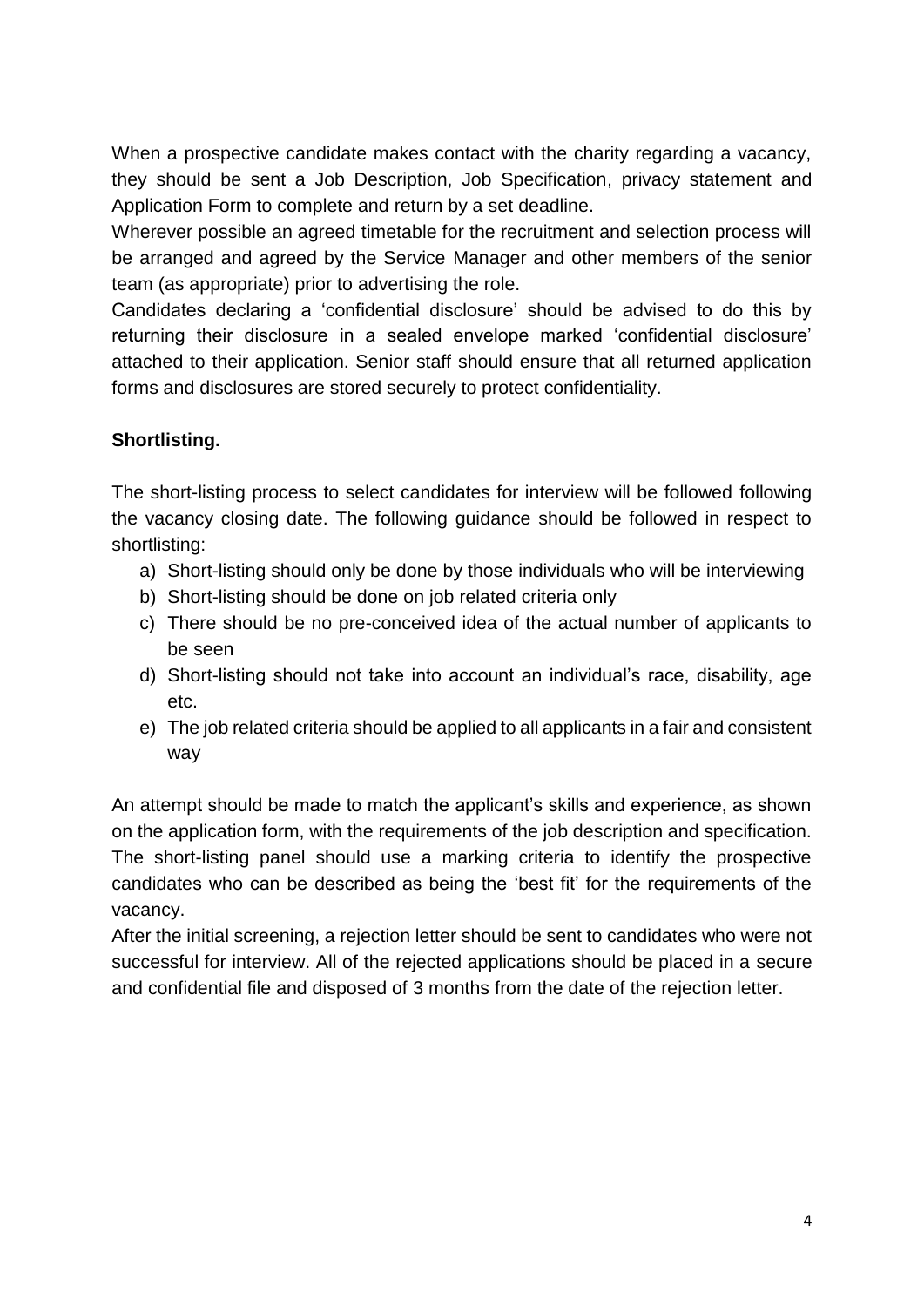When a prospective candidate makes contact with the charity regarding a vacancy, they should be sent a Job Description, Job Specification, privacy statement and Application Form to complete and return by a set deadline.

Wherever possible an agreed timetable for the recruitment and selection process will be arranged and agreed by the Service Manager and other members of the senior team (as appropriate) prior to advertising the role.

Candidates declaring a 'confidential disclosure' should be advised to do this by returning their disclosure in a sealed envelope marked 'confidential disclosure' attached to their application. Senior staff should ensure that all returned application forms and disclosures are stored securely to protect confidentiality.

**Shortlisting.**

The short-listing process to select candidates for interview will be followed following the vacancy closing date. The following guidance should be followed in respect to shortlisting:

a) Short-listing should only be done by those individuals who will be interviewing
b) Short-listing should be done on job related criteria only
c) There should be no pre-conceived idea of the actual number of applicants to be seen
d) Short-listing should not take into account an individual's race, disability, age etc.
e) The job related criteria should be applied to all applicants in a fair and consistent way

An attempt should be made to match the applicant's skills and experience, as shown on the application form, with the requirements of the job description and specification. The short-listing panel should use a marking criteria to identify the prospective candidates who can be described as being the 'best fit' for the requirements of the vacancy.

After the initial screening, a rejection letter should be sent to candidates who were not successful for interview. All of the rejected applications should be placed in a secure and confidential file and disposed of 3 months from the date of the rejection letter.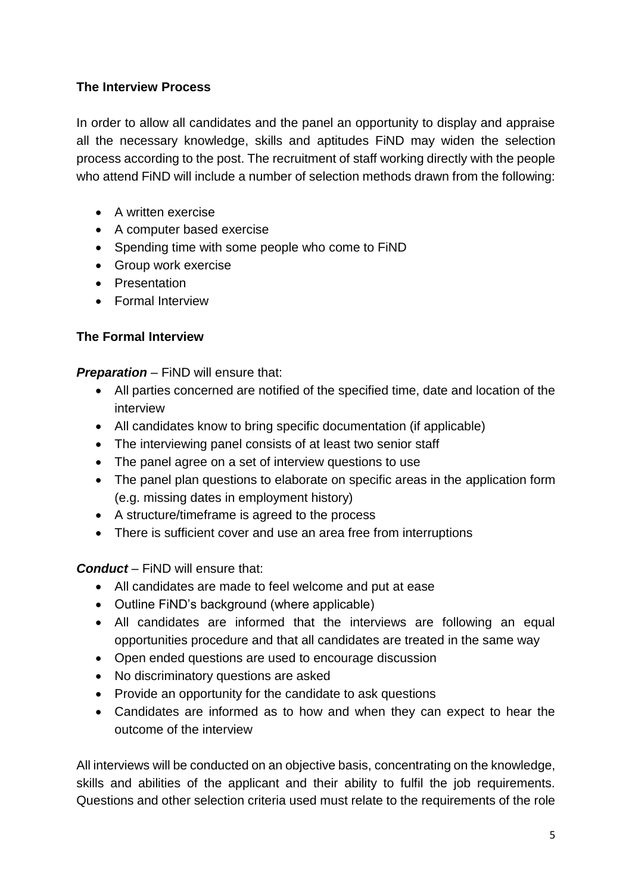**The Interview Process**

In order to allow all candidates and the panel an opportunity to display and appraise all the necessary knowledge, skills and aptitudes FiND may widen the selection process according to the post. The recruitment of staff working directly with the people who attend FiND will include a number of selection methods drawn from the following:

- A written exercise
- A computer based exercise
- Spending time with some people who come to FiND
- Group work exercise
- Presentation
- Formal Interview

**The Formal Interview**

***Preparation*** – FiND will ensure that:

- All parties concerned are notified of the specified time, date and location of the interview
- All candidates know to bring specific documentation (if applicable)
- The interviewing panel consists of at least two senior staff
- The panel agree on a set of interview questions to use
- The panel plan questions to elaborate on specific areas in the application form (e.g. missing dates in employment history)
- A structure/timeframe is agreed to the process
- There is sufficient cover and use an area free from interruptions

***Conduct*** – FiND will ensure that:

- All candidates are made to feel welcome and put at ease
- Outline FiND's background (where applicable)
- All candidates are informed that the interviews are following an equal opportunities procedure and that all candidates are treated in the same way
- Open ended questions are used to encourage discussion
- No discriminatory questions are asked
- Provide an opportunity for the candidate to ask questions
- Candidates are informed as to how and when they can expect to hear the outcome of the interview

All interviews will be conducted on an objective basis, concentrating on the knowledge, skills and abilities of the applicant and their ability to fulfil the job requirements. Questions and other selection criteria used must relate to the requirements of the role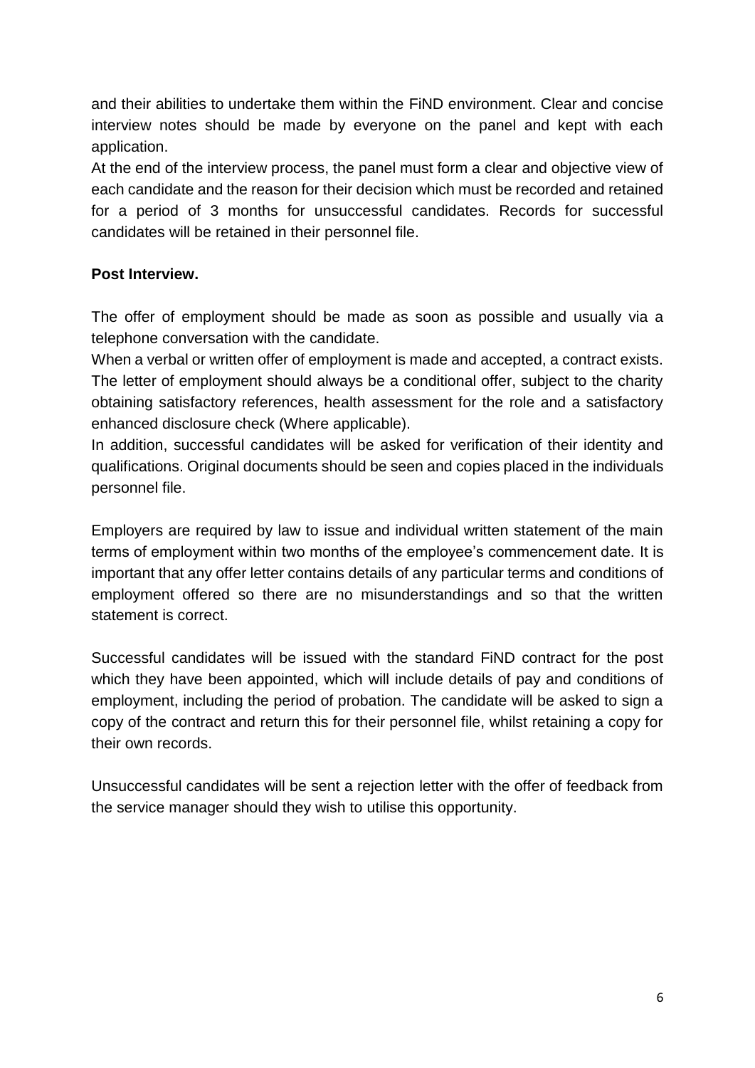and their abilities to undertake them within the FiND environment. Clear and concise interview notes should be made by everyone on the panel and kept with each application.

At the end of the interview process, the panel must form a clear and objective view of each candidate and the reason for their decision which must be recorded and retained for a period of 3 months for unsuccessful candidates. Records for successful candidates will be retained in their personnel file.

**Post Interview.**

The offer of employment should be made as soon as possible and usually via a telephone conversation with the candidate.

When a verbal or written offer of employment is made and accepted, a contract exists. The letter of employment should always be a conditional offer, subject to the charity obtaining satisfactory references, health assessment for the role and a satisfactory enhanced disclosure check (Where applicable).

In addition, successful candidates will be asked for verification of their identity and qualifications. Original documents should be seen and copies placed in the individuals personnel file.

Employers are required by law to issue and individual written statement of the main terms of employment within two months of the employee's commencement date. It is important that any offer letter contains details of any particular terms and conditions of employment offered so there are no misunderstandings and so that the written statement is correct.

Successful candidates will be issued with the standard FiND contract for the post which they have been appointed, which will include details of pay and conditions of employment, including the period of probation. The candidate will be asked to sign a copy of the contract and return this for their personnel file, whilst retaining a copy for their own records.

Unsuccessful candidates will be sent a rejection letter with the offer of feedback from the service manager should they wish to utilise this opportunity.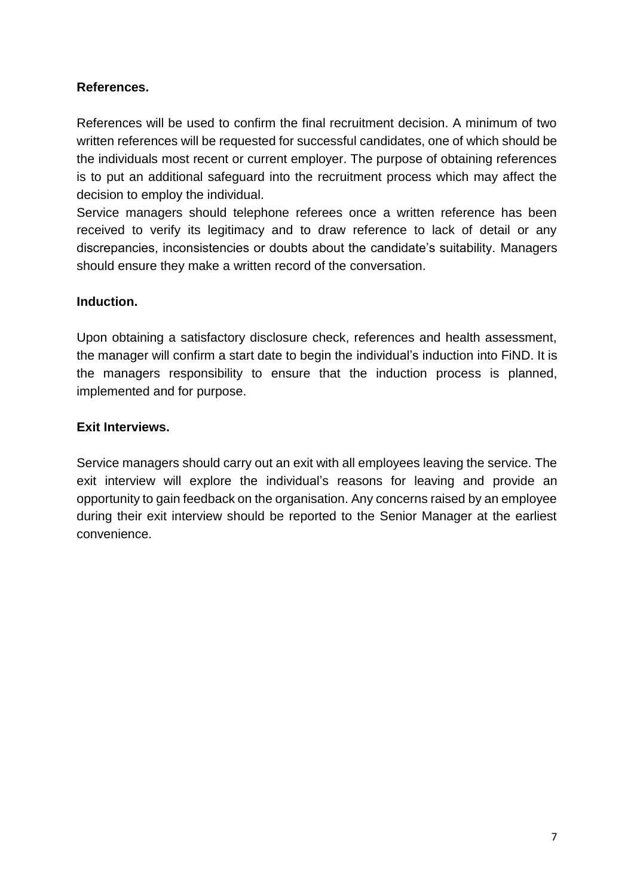**References.**

References will be used to confirm the final recruitment decision. A minimum of two written references will be requested for successful candidates, one of which should be the individuals most recent or current employer. The purpose of obtaining references is to put an additional safeguard into the recruitment process which may affect the decision to employ the individual.

Service managers should telephone referees once a written reference has been received to verify its legitimacy and to draw reference to lack of detail or any discrepancies, inconsistencies or doubts about the candidate's suitability. Managers should ensure they make a written record of the conversation.

**Induction.**

Upon obtaining a satisfactory disclosure check, references and health assessment, the manager will confirm a start date to begin the individual's induction into FiND. It is the managers responsibility to ensure that the induction process is planned, implemented and for purpose.

**Exit Interviews.**

Service managers should carry out an exit with all employees leaving the service. The exit interview will explore the individual's reasons for leaving and provide an opportunity to gain feedback on the organisation. Any concerns raised by an employee during their exit interview should be reported to the Senior Manager at the earliest convenience.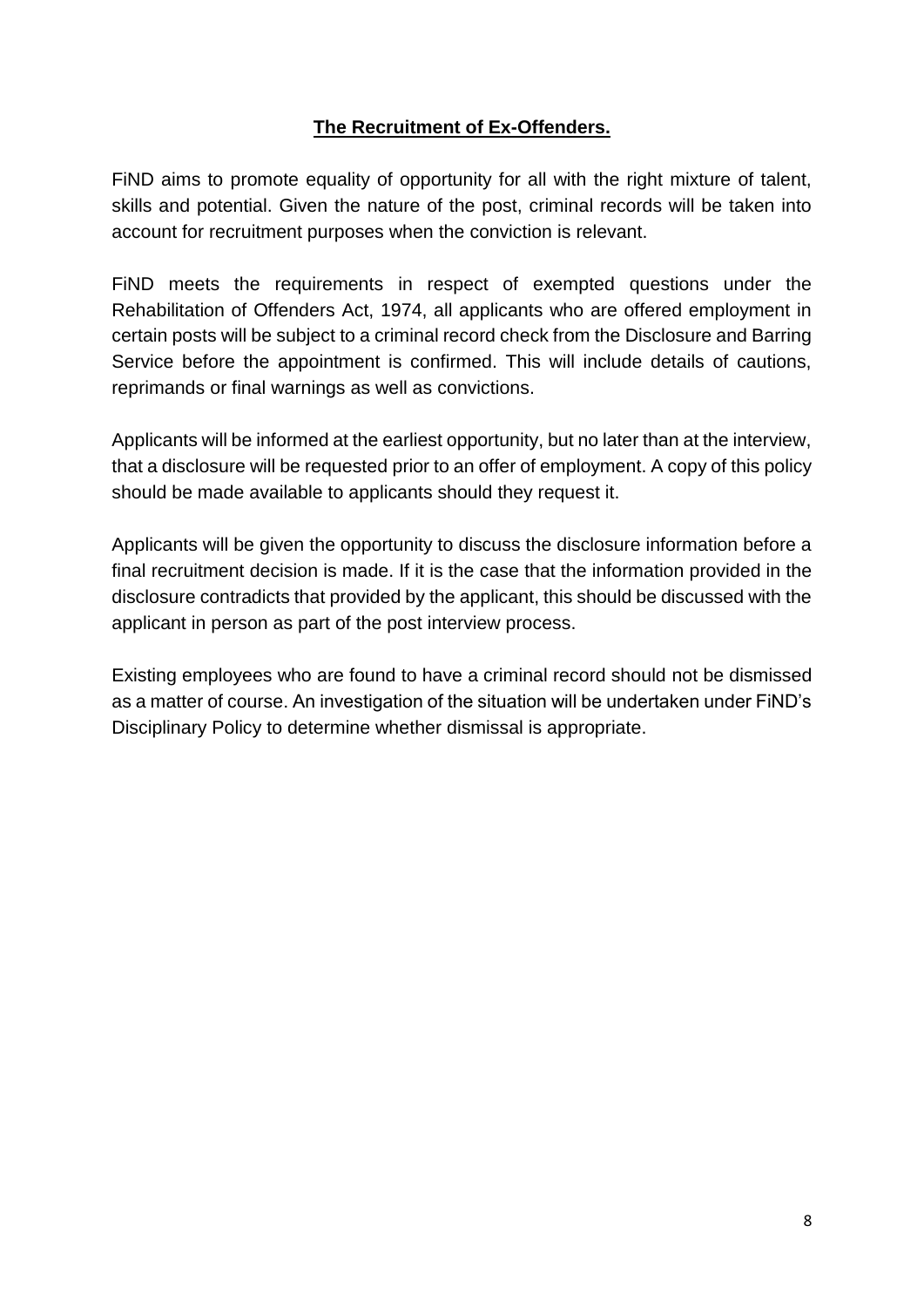## **The Recruitment of Ex-Offenders.**

FiND aims to promote equality of opportunity for all with the right mixture of talent, skills and potential. Given the nature of the post, criminal records will be taken into account for recruitment purposes when the conviction is relevant.

FiND meets the requirements in respect of exempted questions under the Rehabilitation of Offenders Act, 1974, all applicants who are offered employment in certain posts will be subject to a criminal record check from the Disclosure and Barring Service before the appointment is confirmed. This will include details of cautions, reprimands or final warnings as well as convictions.

Applicants will be informed at the earliest opportunity, but no later than at the interview, that a disclosure will be requested prior to an offer of employment. A copy of this policy should be made available to applicants should they request it.

Applicants will be given the opportunity to discuss the disclosure information before a final recruitment decision is made. If it is the case that the information provided in the disclosure contradicts that provided by the applicant, this should be discussed with the applicant in person as part of the post interview process.

Existing employees who are found to have a criminal record should not be dismissed as a matter of course. An investigation of the situation will be undertaken under FiND's Disciplinary Policy to determine whether dismissal is appropriate.